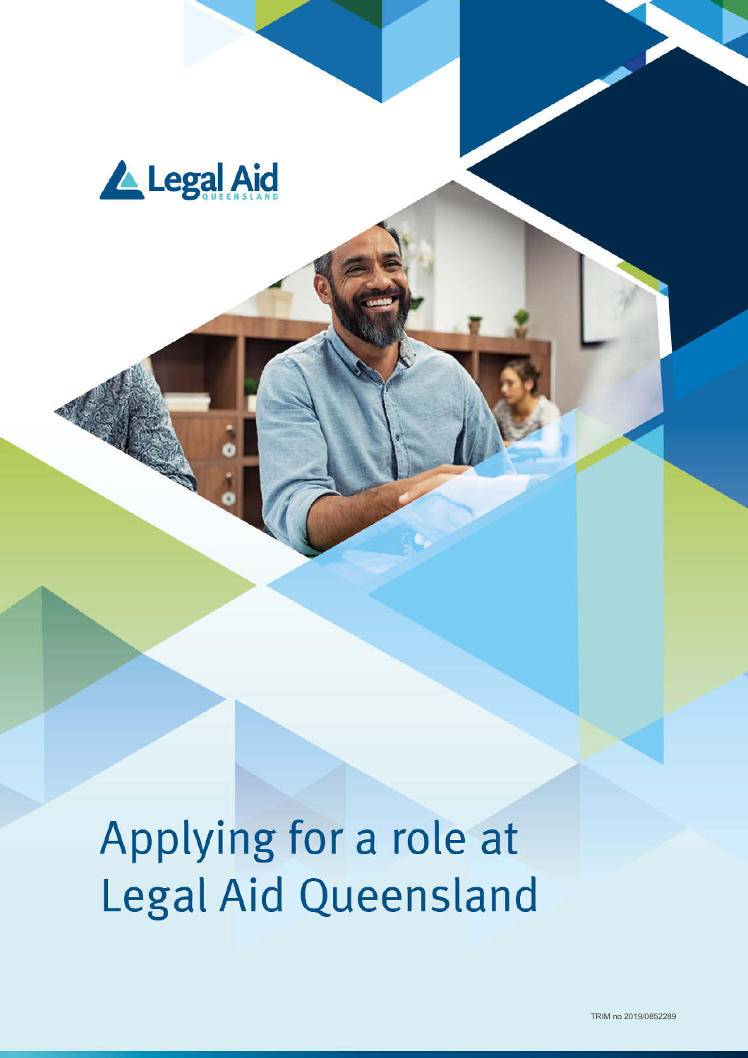Legal Aid Queensland

# Applying for a role at Legal Aid Queensland

TRIM no 2019/0852289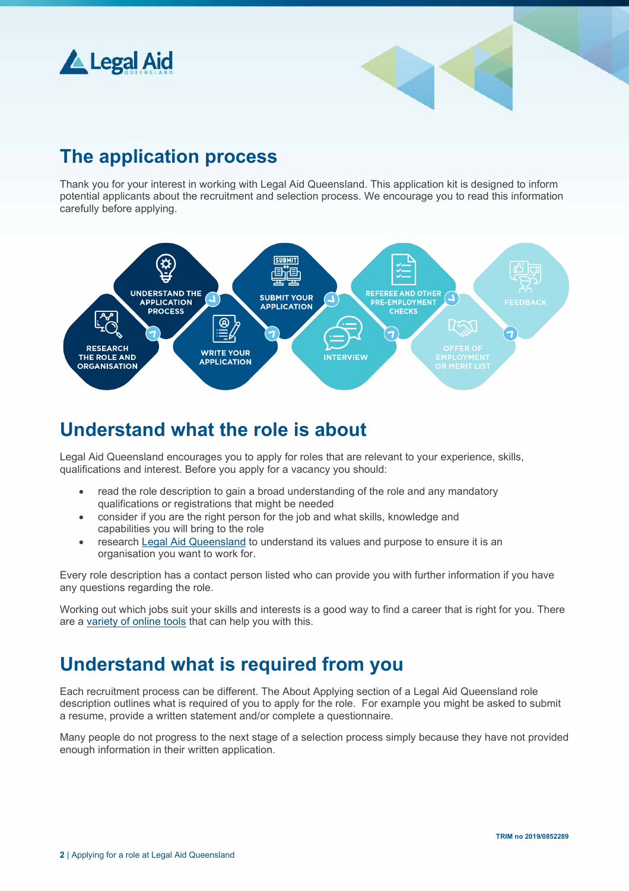# The application process

Thank you for your interest in working with Legal Aid Queensland. This application kit is designed to inform potential applicants about the recruitment and selection process. We encourage you to read this information carefully before applying.

RESEARCH THE ROLE AND ORGANISATION

UNDERSTAND THE APPLICATION PROCESS

WRITE YOUR APPLICATION

SUBMIT YOUR APPLICATION

INTERVIEW

REFEREE AND OTHER PRE-EMPLOYMENT CHECKS

OFFER OF EMPLOYMENT OR MERIT LIST

FEEDBACK

## Understand what the role is about

Legal Aid Queensland encourages you to apply for roles that are relevant to your experience, skills, qualifications and interest. Before you apply for a vacancy you should:

- read the role description to gain a broad understanding of the role and any mandatory qualifications or registrations that might be needed
- consider if you are the right person for the job and what skills, knowledge and capabilities you will bring to the role
- research Legal Aid Queensland to understand its values and purpose to ensure it is an organisation you want to work for.

Every role description has a contact person listed who can provide you with further information if you have any questions regarding the role.

Working out which jobs suit your skills and interests is a good way to find a career that is right for you. There are a variety of online tools that can help you with this.

## Understand what is required from you

Each recruitment process can be different. The About Applying section of a Legal Aid Queensland role description outlines what is required of you to apply for the role. For example you might be asked to submit a resume, provide a written statement and/or complete a questionnaire.

Many people do not progress to the next stage of a selection process simply because they have not provided enough information in their written application.

TRIM no 2019/0852289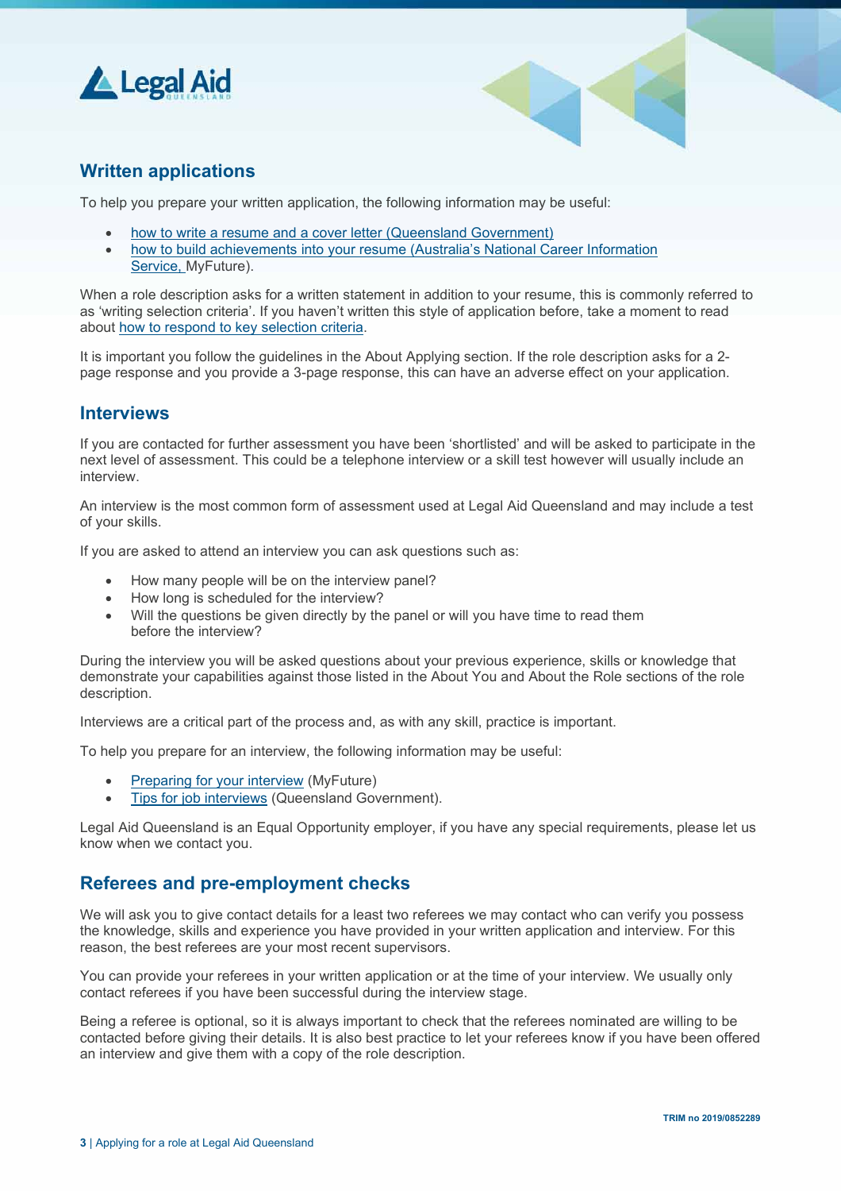## Written applications

To help you prepare your written application, the following information may be useful:

- how to write a resume and a cover letter (Queensland Government)
- how to build achievements into your resume (Australia's National Career Information Service, MyFuture).

When a role description asks for a written statement in addition to your resume, this is commonly referred to as 'writing selection criteria'. If you haven't written this style of application before, take a moment to read about how to respond to key selection criteria.

It is important you follow the guidelines in the About Applying section. If the role description asks for a 2-page response and you provide a 3-page response, this can have an adverse effect on your application.

## Interviews

If you are contacted for further assessment you have been 'shortlisted' and will be asked to participate in the next level of assessment. This could be a telephone interview or a skill test however will usually include an interview.

An interview is the most common form of assessment used at Legal Aid Queensland and may include a test of your skills.

If you are asked to attend an interview you can ask questions such as:

- How many people will be on the interview panel?
- How long is scheduled for the interview?
- Will the questions be given directly by the panel or will you have time to read them before the interview?

During the interview you will be asked questions about your previous experience, skills or knowledge that demonstrate your capabilities against those listed in the About You and About the Role sections of the role description.

Interviews are a critical part of the process and, as with any skill, practice is important.

To help you prepare for an interview, the following information may be useful:

- Preparing for your interview (MyFuture)
- Tips for job interviews (Queensland Government).

Legal Aid Queensland is an Equal Opportunity employer, if you have any special requirements, please let us know when we contact you.

## Referees and pre-employment checks

We will ask you to give contact details for a least two referees we may contact who can verify you possess the knowledge, skills and experience you have provided in your written application and interview. For this reason, the best referees are your most recent supervisors.

You can provide your referees in your written application or at the time of your interview. We usually only contact referees if you have been successful during the interview stage.

Being a referee is optional, so it is always important to check that the referees nominated are willing to be contacted before giving their details. It is also best practice to let your referees know if you have been offered an interview and give them with a copy of the role description.

TRIM no 2019/0852289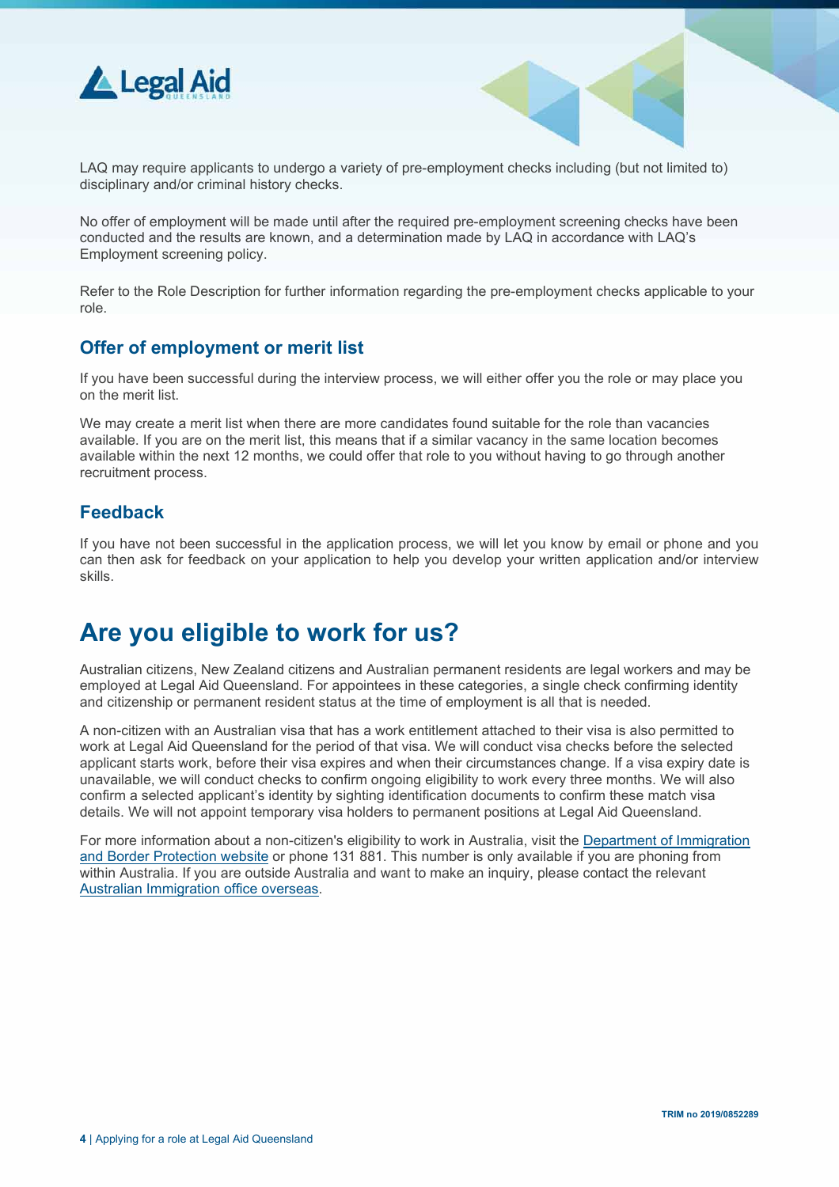LAQ may require applicants to undergo a variety of pre-employment checks including (but not limited to) disciplinary and/or criminal history checks.

No offer of employment will be made until after the required pre-employment screening checks have been conducted and the results are known, and a determination made by LAQ in accordance with LAQ's Employment screening policy.

Refer to the Role Description for further information regarding the pre-employment checks applicable to your role.

## Offer of employment or merit list

If you have been successful during the interview process, we will either offer you the role or may place you on the merit list.

We may create a merit list when there are more candidates found suitable for the role than vacancies available. If you are on the merit list, this means that if a similar vacancy in the same location becomes available within the next 12 months, we could offer that role to you without having to go through another recruitment process.

## Feedback

If you have not been successful in the application process, we will let you know by email or phone and you can then ask for feedback on your application to help you develop your written application and/or interview skills.

# Are you eligible to work for us?

Australian citizens, New Zealand citizens and Australian permanent residents are legal workers and may be employed at Legal Aid Queensland. For appointees in these categories, a single check confirming identity and citizenship or permanent resident status at the time of employment is all that is needed.

A non-citizen with an Australian visa that has a work entitlement attached to their visa is also permitted to work at Legal Aid Queensland for the period of that visa. We will conduct visa checks before the selected applicant starts work, before their visa expires and when their circumstances change. If a visa expiry date is unavailable, we will conduct checks to confirm ongoing eligibility to work every three months. We will also confirm a selected applicant's identity by sighting identification documents to confirm these match visa details. We will not appoint temporary visa holders to permanent positions at Legal Aid Queensland.

For more information about a non-citizen's eligibility to work in Australia, visit the Department of Immigration and Border Protection website or phone 131 881. This number is only available if you are phoning from within Australia. If you are outside Australia and want to make an inquiry, please contact the relevant Australian Immigration office overseas.

TRIM no 2019/0852289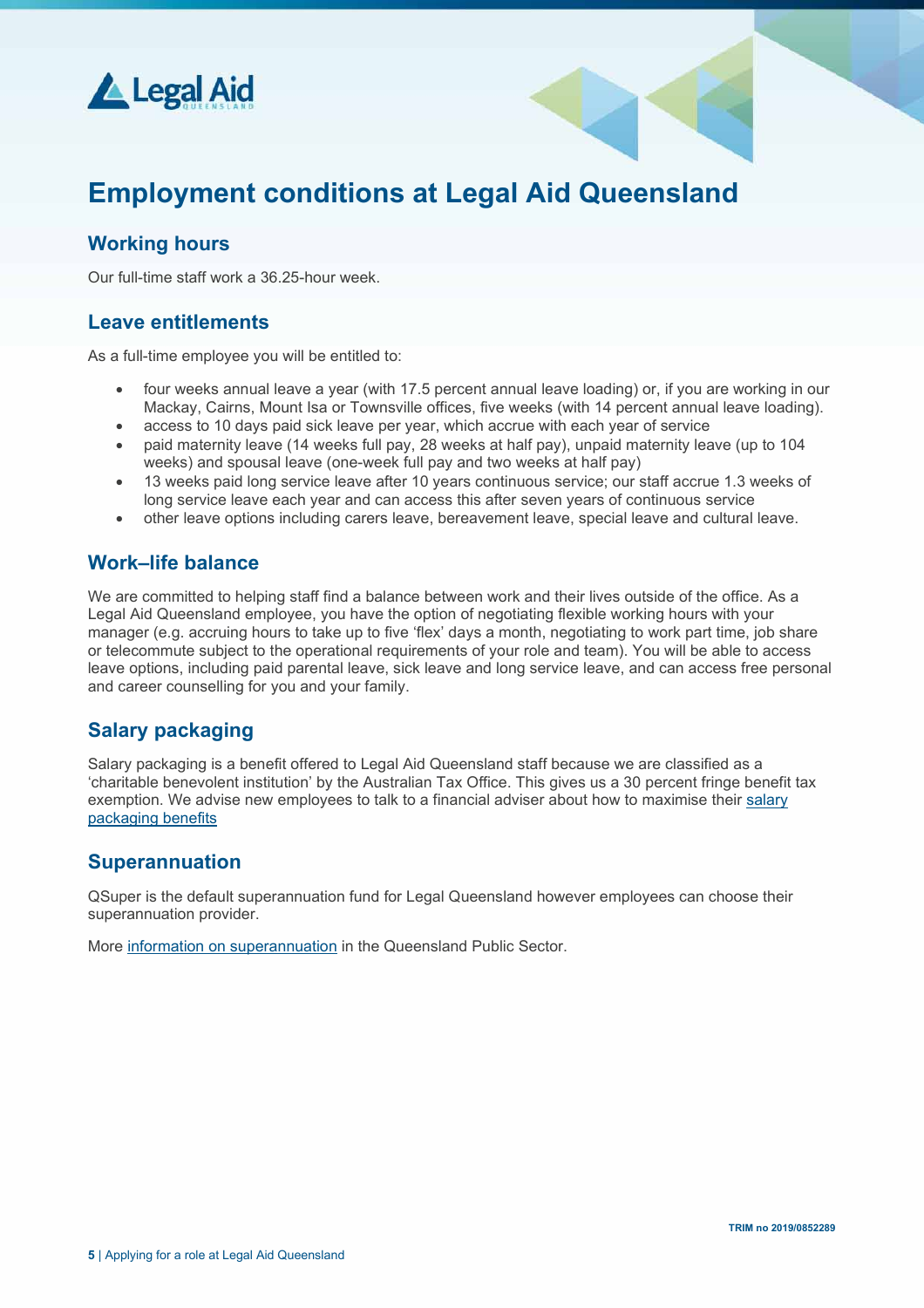# Employment conditions at Legal Aid Queensland

## Working hours

Our full-time staff work a 36.25-hour week.

## Leave entitlements

As a full-time employee you will be entitled to:

- four weeks annual leave a year (with 17.5 percent annual leave loading) or, if you are working in our Mackay, Cairns, Mount Isa or Townsville offices, five weeks (with 14 percent annual leave loading).
- access to 10 days paid sick leave per year, which accrue with each year of service
- paid maternity leave (14 weeks full pay, 28 weeks at half pay), unpaid maternity leave (up to 104 weeks) and spousal leave (one-week full pay and two weeks at half pay)
- 13 weeks paid long service leave after 10 years continuous service; our staff accrue 1.3 weeks of long service leave each year and can access this after seven years of continuous service
- other leave options including carers leave, bereavement leave, special leave and cultural leave.

## Work–life balance

We are committed to helping staff find a balance between work and their lives outside of the office. As a Legal Aid Queensland employee, you have the option of negotiating flexible working hours with your manager (e.g. accruing hours to take up to five 'flex' days a month, negotiating to work part time, job share or telecommute subject to the operational requirements of your role and team). You will be able to access leave options, including paid parental leave, sick leave and long service leave, and can access free personal and career counselling for you and your family.

## Salary packaging

Salary packaging is a benefit offered to Legal Aid Queensland staff because we are classified as a 'charitable benevolent institution' by the Australian Tax Office. This gives us a 30 percent fringe benefit tax exemption. We advise new employees to talk to a financial adviser about how to maximise their salary packaging benefits

## Superannuation

QSuper is the default superannuation fund for Legal Queensland however employees can choose their superannuation provider.

More information on superannuation in the Queensland Public Sector.

TRIM no 2019/0852289